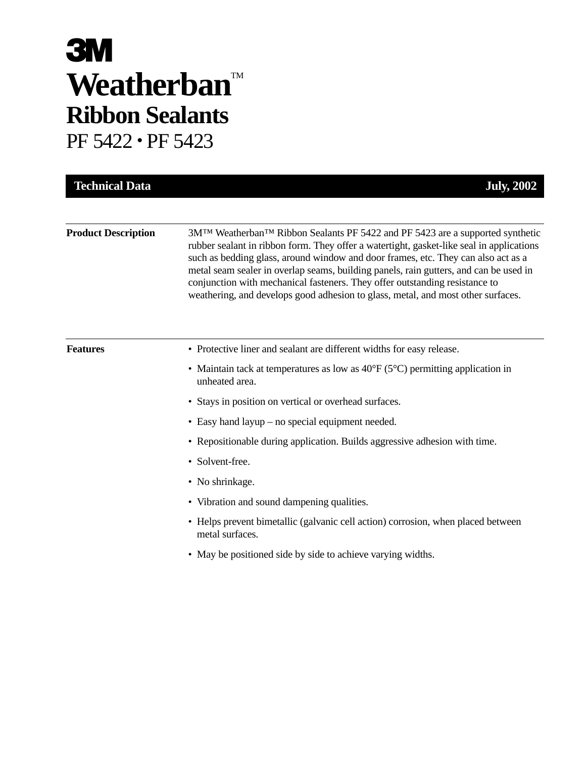# 3M

# Weatherban™

## Ribbon Sealants

## PF 5422 • PF 5423

**Technical Data** — **July, 2002**

---

**Product Description**

3M™ Weatherban™ Ribbon Sealants PF 5422 and PF 5423 are a supported synthetic rubber sealant in ribbon form. They offer a watertight, gasket-like seal in applications such as bedding glass, around window and door frames, etc. They can also act as a metal seam sealer in overlap seams, building panels, rain gutters, and can be used in conjunction with mechanical fasteners. They offer outstanding resistance to weathering, and develops good adhesion to glass, metal, and most other surfaces.

---

**Features**

- Protective liner and sealant are different widths for easy release.
- Maintain tack at temperatures as low as 40°F (5°C) permitting application in unheated area.
- Stays in position on vertical or overhead surfaces.
- Easy hand layup – no special equipment needed.
- Repositionable during application. Builds aggressive adhesion with time.
- Solvent-free.
- No shrinkage.
- Vibration and sound dampening qualities.
- Helps prevent bimetallic (galvanic cell action) corrosion, when placed between metal surfaces.
- May be positioned side by side to achieve varying widths.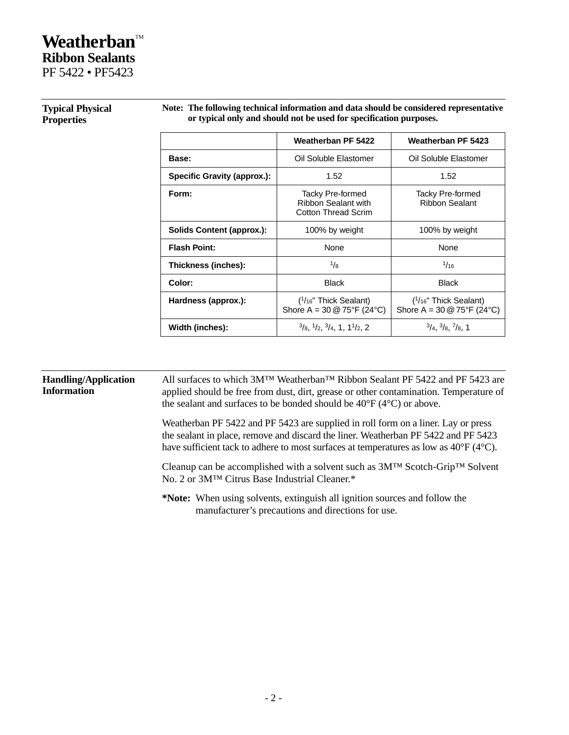# Weatherban™
## Ribbon Sealants
PF 5422 • PF5423

### Typical Physical Properties

**Note: The following technical information and data should be considered representative or typical only and should not be used for specification purposes.**

| | Weatherban PF 5422 | Weatherban PF 5423 |
|---|---|---|
| **Base:** | Oil Soluble Elastomer | Oil Soluble Elastomer |
| **Specific Gravity (approx.):** | 1.52 | 1.52 |
| **Form:** | Tacky Pre-formed Ribbon Sealant with Cotton Thread Scrim | Tacky Pre-formed Ribbon Sealant |
| **Solids Content (approx.):** | 100% by weight | 100% by weight |
| **Flash Point:** | None | None |
| **Thickness (inches):** | 1/8 | 1/16 |
| **Color:** | Black | Black |
| **Hardness (approx.):** | (1/16" Thick Sealant) Shore A = 30 @ 75°F (24°C) | (1/16" Thick Sealant) Shore A = 30 @ 75°F (24°C) |
| **Width (inches):** | 3/8, 1/2, 3/4, 1, 1 1/2, 2 | 3/4, 3/8, 7/8, 1 |

### Handling/Application Information

All surfaces to which 3M™ Weatherban™ Ribbon Sealant PF 5422 and PF 5423 are applied should be free from dust, dirt, grease or other contamination. Temperature of the sealant and surfaces to be bonded should be 40°F (4°C) or above.

Weatherban PF 5422 and PF 5423 are supplied in roll form on a liner. Lay or press the sealant in place, remove and discard the liner. Weatherban PF 5422 and PF 5423 have sufficient tack to adhere to most surfaces at temperatures as low as 40°F (4°C).

Cleanup can be accomplished with a solvent such as 3M™ Scotch-Grip™ Solvent No. 2 or 3M™ Citrus Base Industrial Cleaner.*

***Note:** When using solvents, extinguish all ignition sources and follow the manufacturer's precautions and directions for use.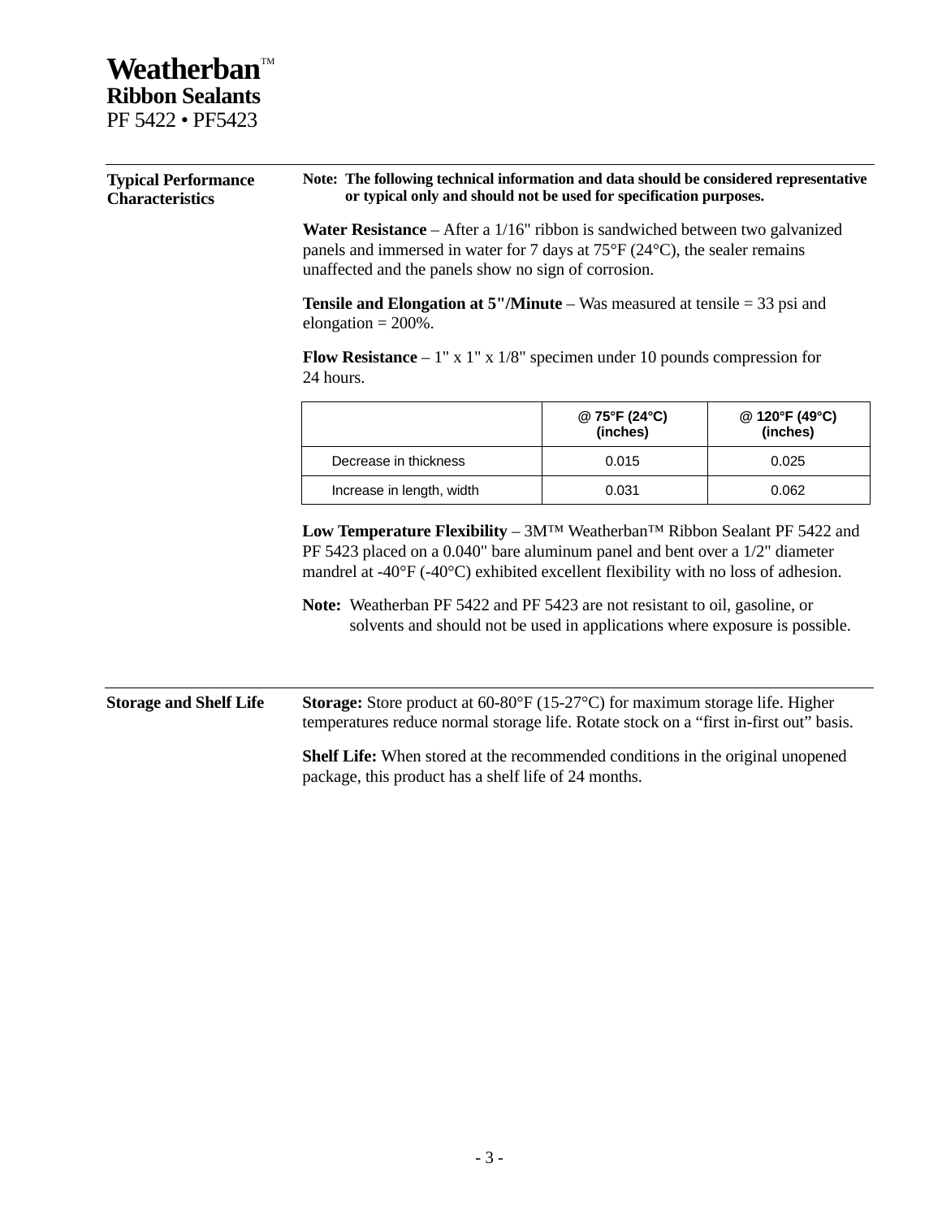# Weatherban™
## Ribbon Sealants
PF 5422 • PF5423

## Typical Performance Characteristics

**Note: The following technical information and data should be considered representative or typical only and should not be used for specification purposes.**

**Water Resistance** – After a 1/16" ribbon is sandwiched between two galvanized panels and immersed in water for 7 days at 75°F (24°C), the sealer remains unaffected and the panels show no sign of corrosion.

**Tensile and Elongation at 5"/Minute** – Was measured at tensile = 33 psi and elongation = 200%.

**Flow Resistance** – 1" x 1" x 1/8" specimen under 10 pounds compression for 24 hours.

| | @ 75°F (24°C) (inches) | @ 120°F (49°C) (inches) |
|---|---|---|
| Decrease in thickness | 0.015 | 0.025 |
| Increase in length, width | 0.031 | 0.062 |

**Low Temperature Flexibility** – 3M™ Weatherban™ Ribbon Sealant PF 5422 and PF 5423 placed on a 0.040" bare aluminum panel and bent over a 1/2" diameter mandrel at -40°F (-40°C) exhibited excellent flexibility with no loss of adhesion.

**Note:** Weatherban PF 5422 and PF 5423 are not resistant to oil, gasoline, or solvents and should not be used in applications where exposure is possible.

## Storage and Shelf Life

**Storage:** Store product at 60-80°F (15-27°C) for maximum storage life. Higher temperatures reduce normal storage life. Rotate stock on a "first in-first out" basis.

**Shelf Life:** When stored at the recommended conditions in the original unopened package, this product has a shelf life of 24 months.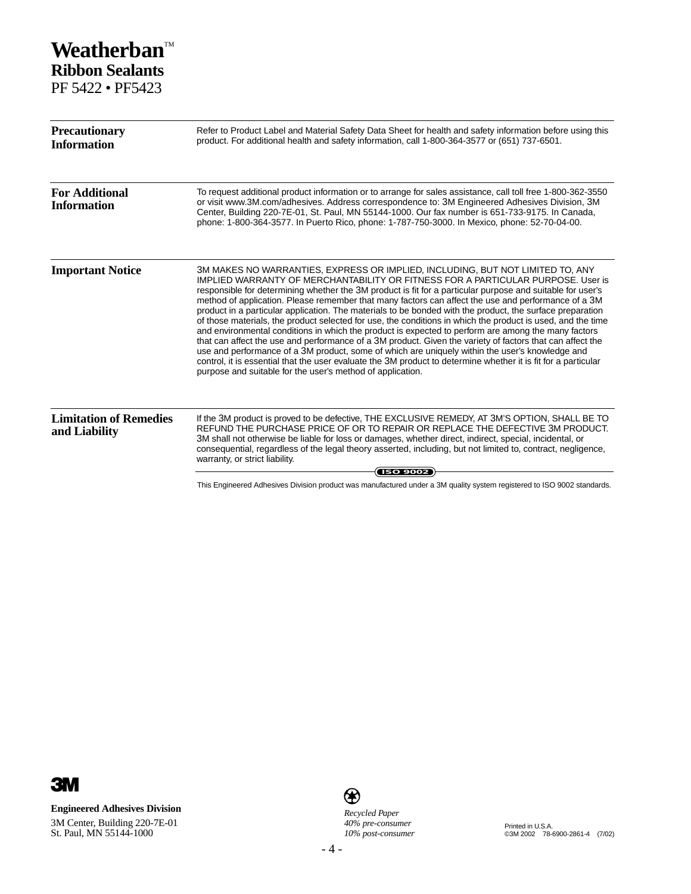# Weatherban™

## Ribbon Sealants

PF 5422 • PF5423

## Precautionary Information

Refer to Product Label and Material Safety Data Sheet for health and safety information before using this product. For additional health and safety information, call 1-800-364-3577 or (651) 737-6501.

## For Additional Information

To request additional product information or to arrange for sales assistance, call toll free 1-800-362-3550 or visit www.3M.com/adhesives. Address correspondence to: 3M Engineered Adhesives Division, 3M Center, Building 220-7E-01, St. Paul, MN 55144-1000. Our fax number is 651-733-9175. In Canada, phone: 1-800-364-3577. In Puerto Rico, phone: 1-787-750-3000. In Mexico, phone: 52-70-04-00.

## Important Notice

3M MAKES NO WARRANTIES, EXPRESS OR IMPLIED, INCLUDING, BUT NOT LIMITED TO, ANY IMPLIED WARRANTY OF MERCHANTABILITY OR FITNESS FOR A PARTICULAR PURPOSE. User is responsible for determining whether the 3M product is fit for a particular purpose and suitable for user's method of application. Please remember that many factors can affect the use and performance of a 3M product in a particular application. The materials to be bonded with the product, the surface preparation of those materials, the product selected for use, the conditions in which the product is used, and the time and environmental conditions in which the product is expected to perform are among the many factors that can affect the use and performance of a 3M product. Given the variety of factors that can affect the use and performance of a 3M product, some of which are uniquely within the user's knowledge and control, it is essential that the user evaluate the 3M product to determine whether it is fit for a particular purpose and suitable for the user's method of application.

## Limitation of Remedies and Liability

If the 3M product is proved to be defective, THE EXCLUSIVE REMEDY, AT 3M'S OPTION, SHALL BE TO REFUND THE PURCHASE PRICE OF OR TO REPAIR OR REPLACE THE DEFECTIVE 3M PRODUCT. 3M shall not otherwise be liable for loss or damages, whether direct, indirect, special, incidental, or consequential, regardless of the legal theory asserted, including, but not limited to, contract, negligence, warranty, or strict liability.

ISO 9002

This Engineered Adhesives Division product was manufactured under a 3M quality system registered to ISO 9002 standards.

3M

**Engineered Adhesives Division**

3M Center, Building 220-7E-01
St. Paul, MN 55144-1000

*Recycled Paper*
*40% pre-consumer*
*10% post-consumer*

Printed in U.S.A.
©3M 2002 78-6900-2861-4 (7/02)